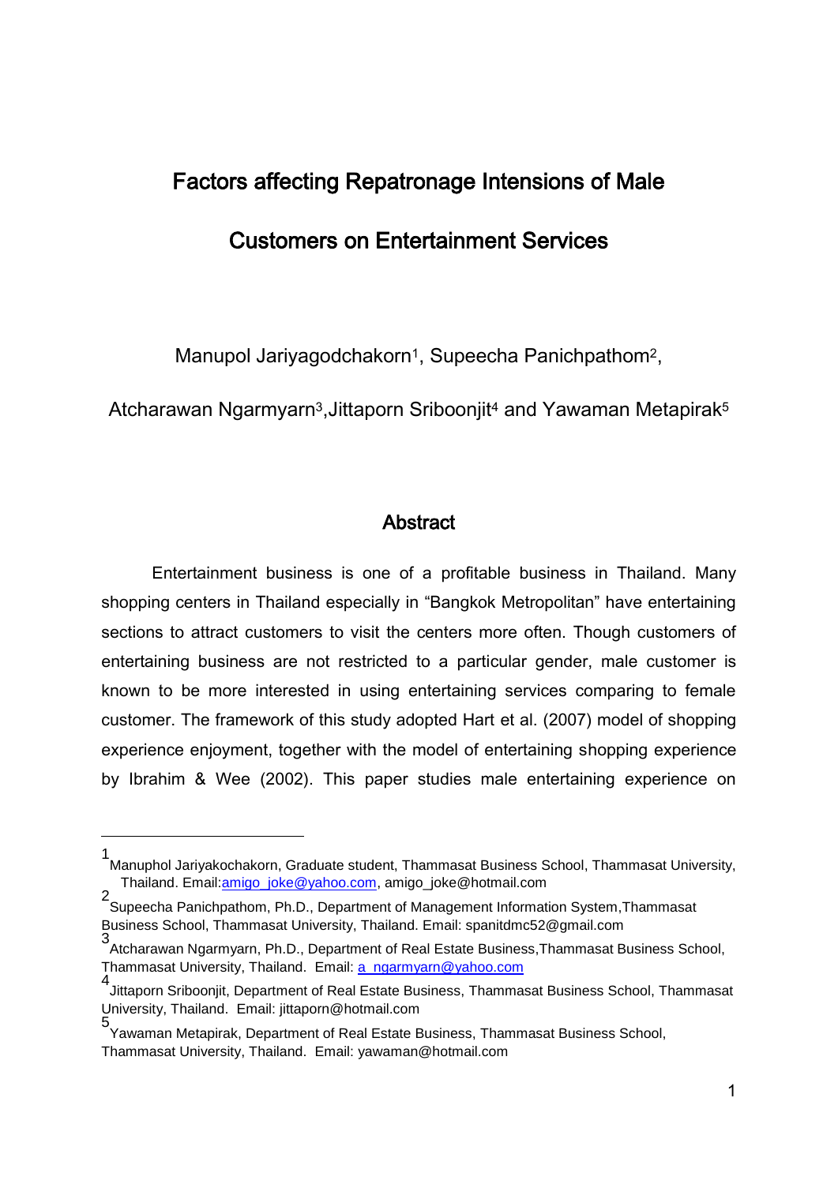# Factors affecting Repatronage Intensions of Male Customers on Entertainment Services

Manupol Jariyagodchakorn[1], Supeecha Panichpathom[2], Atcharawan Ngarmyarn[3], Jittaporn Sriboonjit[4] and Yawaman Metapirak[5]

## Abstract

Entertainment business is one of a profitable business in Thailand. Many shopping centers in Thailand especially in "Bangkok Metropolitan" have entertaining sections to attract customers to visit the centers more often. Though customers of entertaining business are not restricted to a particular gender, male customer is known to be more interested in using entertaining services comparing to female customer. The framework of this study adopted Hart et al. (2007) model of shopping experience enjoyment, together with the model of entertaining shopping experience by Ibrahim & Wee (2002). This paper studies male entertaining experience on

---

[1] Manuphol Jariyakochakorn, Graduate student, Thammasat Business School, Thammasat University, Thailand. Email:amigo_joke@yahoo.com, amigo_joke@hotmail.com

[2] Supeecha Panichpathom, Ph.D., Department of Management Information System,Thammasat Business School, Thammasat University, Thailand. Email: spanitdmc52@gmail.com

[3] Atcharawan Ngarmyarn, Ph.D., Department of Real Estate Business,Thammasat Business School, Thammasat University, Thailand. Email: a_ngarmyarn@yahoo.com

[4] Jittaporn Sriboonjit, Department of Real Estate Business, Thammasat Business School, Thammasat University, Thailand. Email: jittaporn@hotmail.com

[5] Yawaman Metapirak, Department of Real Estate Business, Thammasat Business School, Thammasat University, Thailand. Email: yawaman@hotmail.com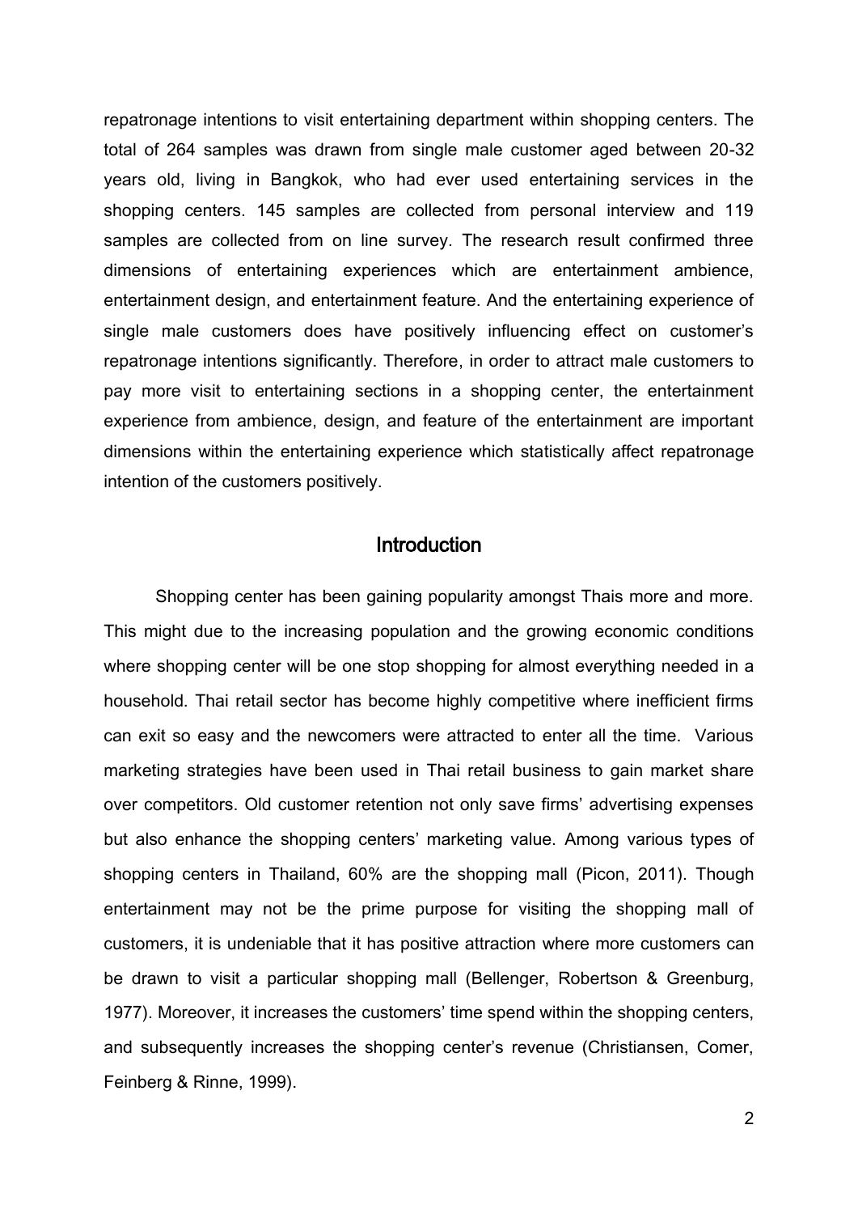repatronage intentions to visit entertaining department within shopping centers. The total of 264 samples was drawn from single male customer aged between 20-32 years old, living in Bangkok, who had ever used entertaining services in the shopping centers. 145 samples are collected from personal interview and 119 samples are collected from on line survey. The research result confirmed three dimensions of entertaining experiences which are entertainment ambience, entertainment design, and entertainment feature. And the entertaining experience of single male customers does have positively influencing effect on customer's repatronage intentions significantly. Therefore, in order to attract male customers to pay more visit to entertaining sections in a shopping center, the entertainment experience from ambience, design, and feature of the entertainment are important dimensions within the entertaining experience which statistically affect repatronage intention of the customers positively.

## Introduction

Shopping center has been gaining popularity amongst Thais more and more. This might due to the increasing population and the growing economic conditions where shopping center will be one stop shopping for almost everything needed in a household. Thai retail sector has become highly competitive where inefficient firms can exit so easy and the newcomers were attracted to enter all the time. Various marketing strategies have been used in Thai retail business to gain market share over competitors. Old customer retention not only save firms' advertising expenses but also enhance the shopping centers' marketing value. Among various types of shopping centers in Thailand, 60% are the shopping mall (Picon, 2011). Though entertainment may not be the prime purpose for visiting the shopping mall of customers, it is undeniable that it has positive attraction where more customers can be drawn to visit a particular shopping mall (Bellenger, Robertson & Greenburg, 1977). Moreover, it increases the customers' time spend within the shopping centers, and subsequently increases the shopping center's revenue (Christiansen, Comer, Feinberg & Rinne, 1999).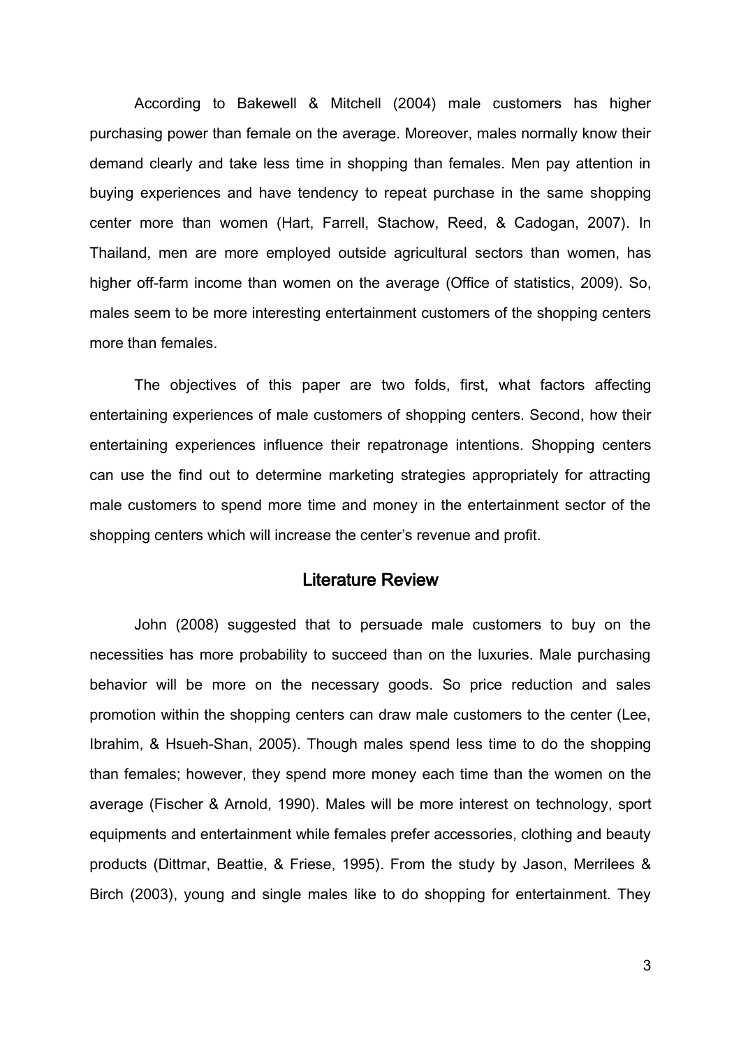According to Bakewell & Mitchell (2004) male customers has higher purchasing power than female on the average. Moreover, males normally know their demand clearly and take less time in shopping than females. Men pay attention in buying experiences and have tendency to repeat purchase in the same shopping center more than women (Hart, Farrell, Stachow, Reed, & Cadogan, 2007). In Thailand, men are more employed outside agricultural sectors than women, has higher off-farm income than women on the average (Office of statistics, 2009). So, males seem to be more interesting entertainment customers of the shopping centers more than females.

The objectives of this paper are two folds, first, what factors affecting entertaining experiences of male customers of shopping centers. Second, how their entertaining experiences influence their repatronage intentions. Shopping centers can use the find out to determine marketing strategies appropriately for attracting male customers to spend more time and money in the entertainment sector of the shopping centers which will increase the center's revenue and profit.

## Literature Review

John (2008) suggested that to persuade male customers to buy on the necessities has more probability to succeed than on the luxuries. Male purchasing behavior will be more on the necessary goods. So price reduction and sales promotion within the shopping centers can draw male customers to the center (Lee, Ibrahim, & Hsueh-Shan, 2005). Though males spend less time to do the shopping than females; however, they spend more money each time than the women on the average (Fischer & Arnold, 1990). Males will be more interest on technology, sport equipments and entertainment while females prefer accessories, clothing and beauty products (Dittmar, Beattie, & Friese, 1995). From the study by Jason, Merrilees & Birch (2003), young and single males like to do shopping for entertainment. They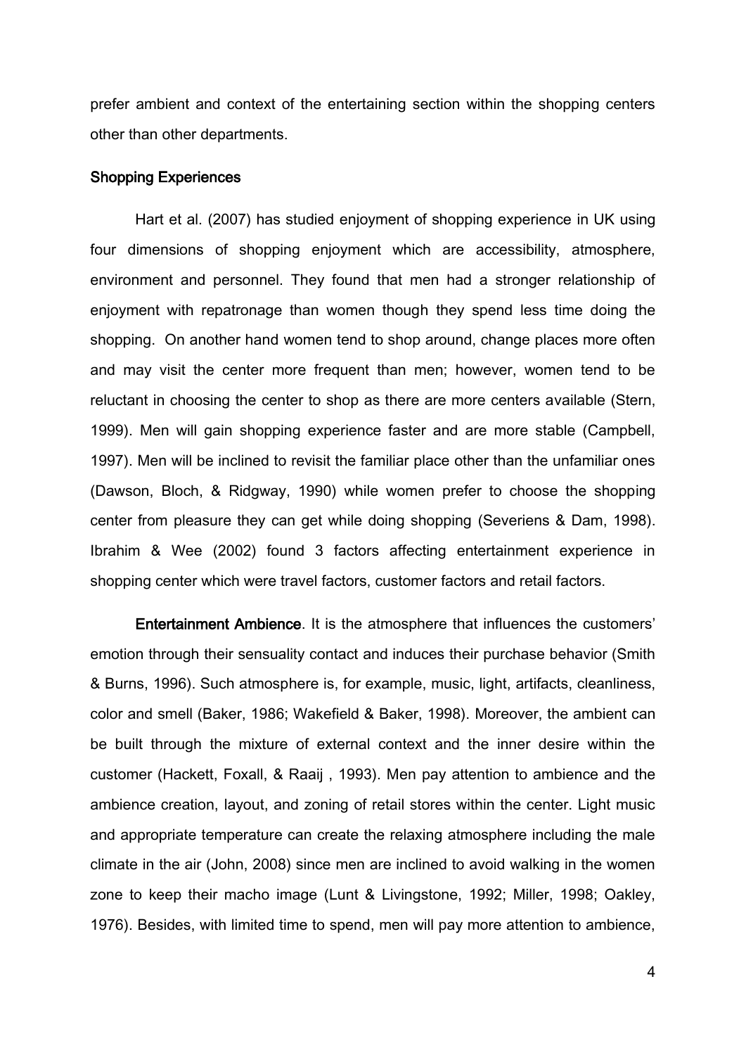prefer ambient and context of the entertaining section within the shopping centers other than other departments.

## Shopping Experiences

Hart et al. (2007) has studied enjoyment of shopping experience in UK using four dimensions of shopping enjoyment which are accessibility, atmosphere, environment and personnel. They found that men had a stronger relationship of enjoyment with repatronage than women though they spend less time doing the shopping. On another hand women tend to shop around, change places more often and may visit the center more frequent than men; however, women tend to be reluctant in choosing the center to shop as there are more centers available (Stern, 1999). Men will gain shopping experience faster and are more stable (Campbell, 1997). Men will be inclined to revisit the familiar place other than the unfamiliar ones (Dawson, Bloch, & Ridgway, 1990) while women prefer to choose the shopping center from pleasure they can get while doing shopping (Severiens & Dam, 1998). Ibrahim & Wee (2002) found 3 factors affecting entertainment experience in shopping center which were travel factors, customer factors and retail factors.

**Entertainment Ambience**. It is the atmosphere that influences the customers' emotion through their sensuality contact and induces their purchase behavior (Smith & Burns, 1996). Such atmosphere is, for example, music, light, artifacts, cleanliness, color and smell (Baker, 1986; Wakefield & Baker, 1998). Moreover, the ambient can be built through the mixture of external context and the inner desire within the customer (Hackett, Foxall, & Raaij , 1993). Men pay attention to ambience and the ambience creation, layout, and zoning of retail stores within the center. Light music and appropriate temperature can create the relaxing atmosphere including the male climate in the air (John, 2008) since men are inclined to avoid walking in the women zone to keep their macho image (Lunt & Livingstone, 1992; Miller, 1998; Oakley, 1976). Besides, with limited time to spend, men will pay more attention to ambience,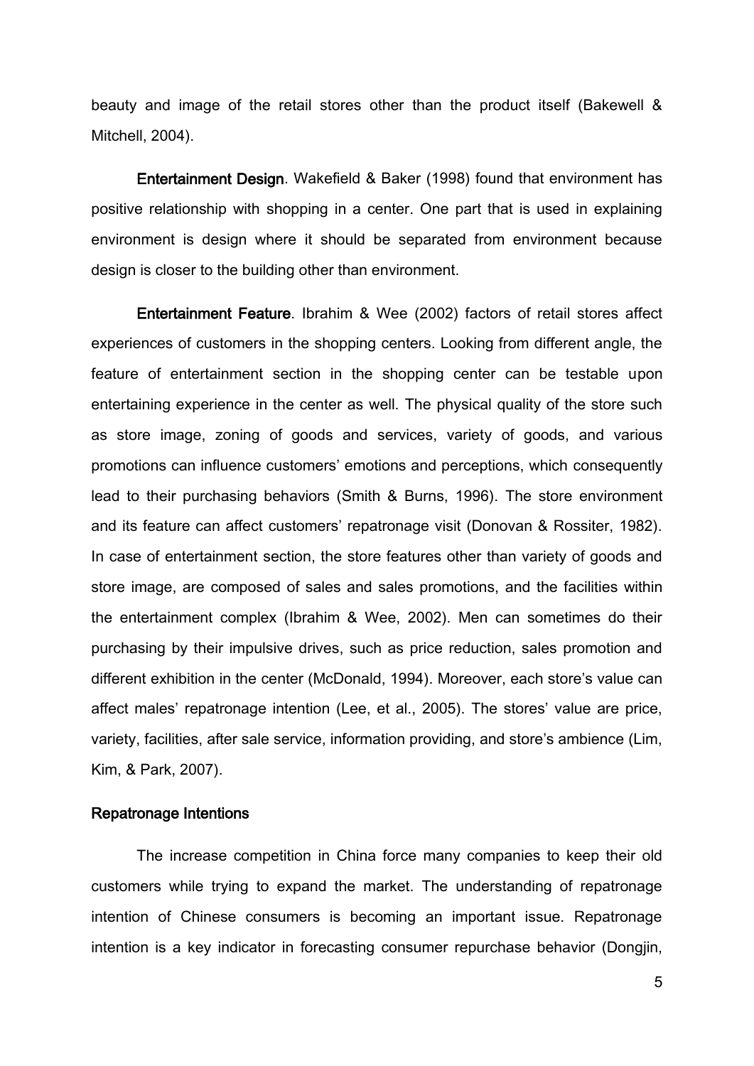beauty and image of the retail stores other than the product itself (Bakewell & Mitchell, 2004).

**Entertainment Design**. Wakefield & Baker (1998) found that environment has positive relationship with shopping in a center. One part that is used in explaining environment is design where it should be separated from environment because design is closer to the building other than environment.

**Entertainment Feature**. Ibrahim & Wee (2002) factors of retail stores affect experiences of customers in the shopping centers. Looking from different angle, the feature of entertainment section in the shopping center can be testable upon entertaining experience in the center as well. The physical quality of the store such as store image, zoning of goods and services, variety of goods, and various promotions can influence customers' emotions and perceptions, which consequently lead to their purchasing behaviors (Smith & Burns, 1996). The store environment and its feature can affect customers' repatronage visit (Donovan & Rossiter, 1982). In case of entertainment section, the store features other than variety of goods and store image, are composed of sales and sales promotions, and the facilities within the entertainment complex (Ibrahim & Wee, 2002). Men can sometimes do their purchasing by their impulsive drives, such as price reduction, sales promotion and different exhibition in the center (McDonald, 1994). Moreover, each store's value can affect males' repatronage intention (Lee, et al., 2005). The stores' value are price, variety, facilities, after sale service, information providing, and store's ambience (Lim, Kim, & Park, 2007).

## Repatronage Intentions

The increase competition in China force many companies to keep their old customers while trying to expand the market. The understanding of repatronage intention of Chinese consumers is becoming an important issue. Repatronage intention is a key indicator in forecasting consumer repurchase behavior (Dongjin,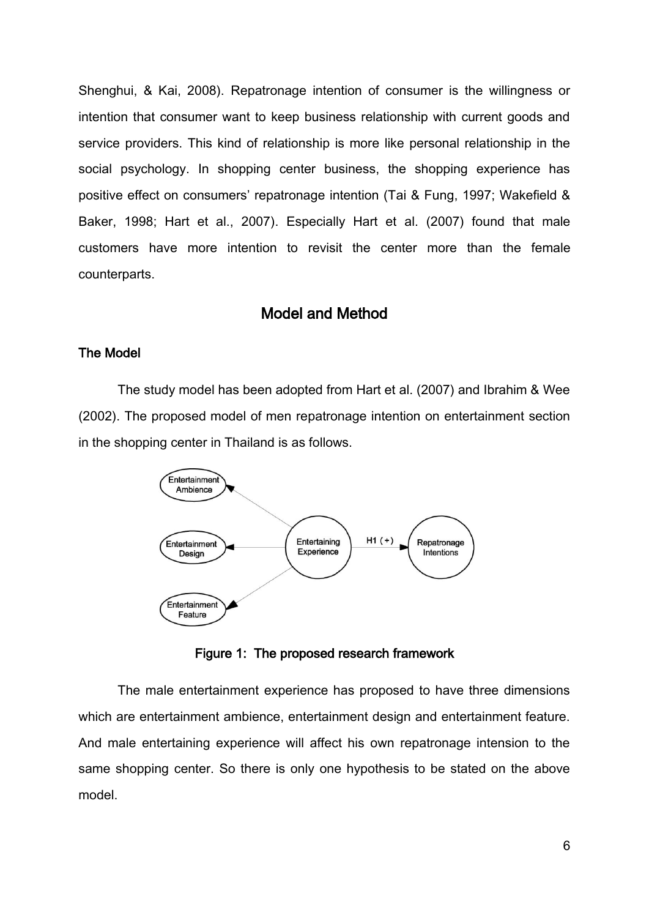Shenghui, & Kai, 2008). Repatronage intention of consumer is the willingness or intention that consumer want to keep business relationship with current goods and service providers. This kind of relationship is more like personal relationship in the social psychology. In shopping center business, the shopping experience has positive effect on consumers' repatronage intention (Tai & Fung, 1997; Wakefield & Baker, 1998; Hart et al., 2007). Especially Hart et al. (2007) found that male customers have more intention to revisit the center more than the female counterparts.

## Model and Method

### The Model

The study model has been adopted from Hart et al. (2007) and Ibrahim & Wee (2002). The proposed model of men repatronage intention on entertainment section in the shopping center in Thailand is as follows.

**Figure 1: The proposed research framework**

The male entertainment experience has proposed to have three dimensions which are entertainment ambience, entertainment design and entertainment feature. And male entertaining experience will affect his own repatronage intension to the same shopping center. So there is only one hypothesis to be stated on the above model.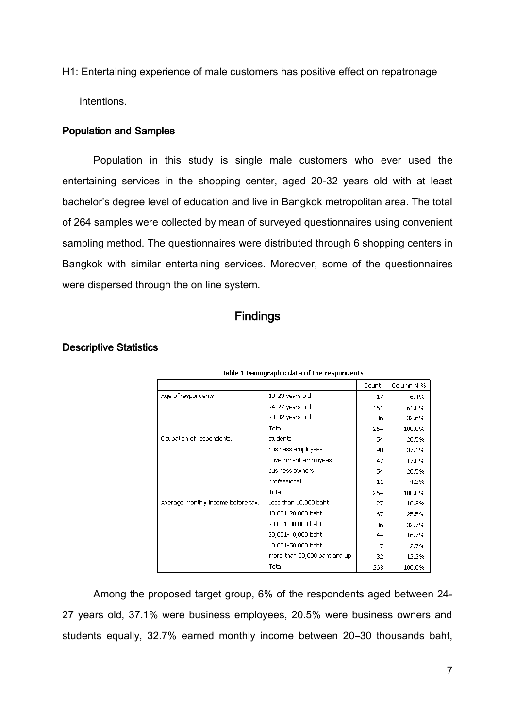H1: Entertaining experience of male customers has positive effect on repatronage intentions.

### Population and Samples

Population in this study is single male customers who ever used the entertaining services in the shopping center, aged 20-32 years old with at least bachelor's degree level of education and live in Bangkok metropolitan area. The total of 264 samples were collected by mean of surveyed questionnaires using convenient sampling method. The questionnaires were distributed through 6 shopping centers in Bangkok with similar entertaining services. Moreover, some of the questionnaires were dispersed through the on line system.

## Findings

### Descriptive Statistics

Table 1 Demographic data of the respondents

| | | Count | Column N % |
|---|---|---|---|
| Age of respondents. | 18-23 years old | 17 | 6.4% |
| | 24-27 years old | 161 | 61.0% |
| | 28-32 years old | 86 | 32.6% |
| | Total | 264 | 100.0% |
| Ocupation of respondents. | students | 54 | 20.5% |
| | business employees | 98 | 37.1% |
| | government employees | 47 | 17.8% |
| | business owners | 54 | 20.5% |
| | professional | 11 | 4.2% |
| | Total | 264 | 100.0% |
| Average monthly income before tax. | Less than 10,000 baht | 27 | 10.3% |
| | 10,001-20,000 baht | 67 | 25.5% |
| | 20,001-30,000 baht | 86 | 32.7% |
| | 30,001-40,000 baht | 44 | 16.7% |
| | 40,001-50,000 baht | 7 | 2.7% |
| | more than 50,000 baht and up | 32 | 12.2% |
| | Total | 263 | 100.0% |

Among the proposed target group, 6% of the respondents aged between 24-27 years old, 37.1% were business employees, 20.5% were business owners and students equally, 32.7% earned monthly income between 20–30 thousands baht,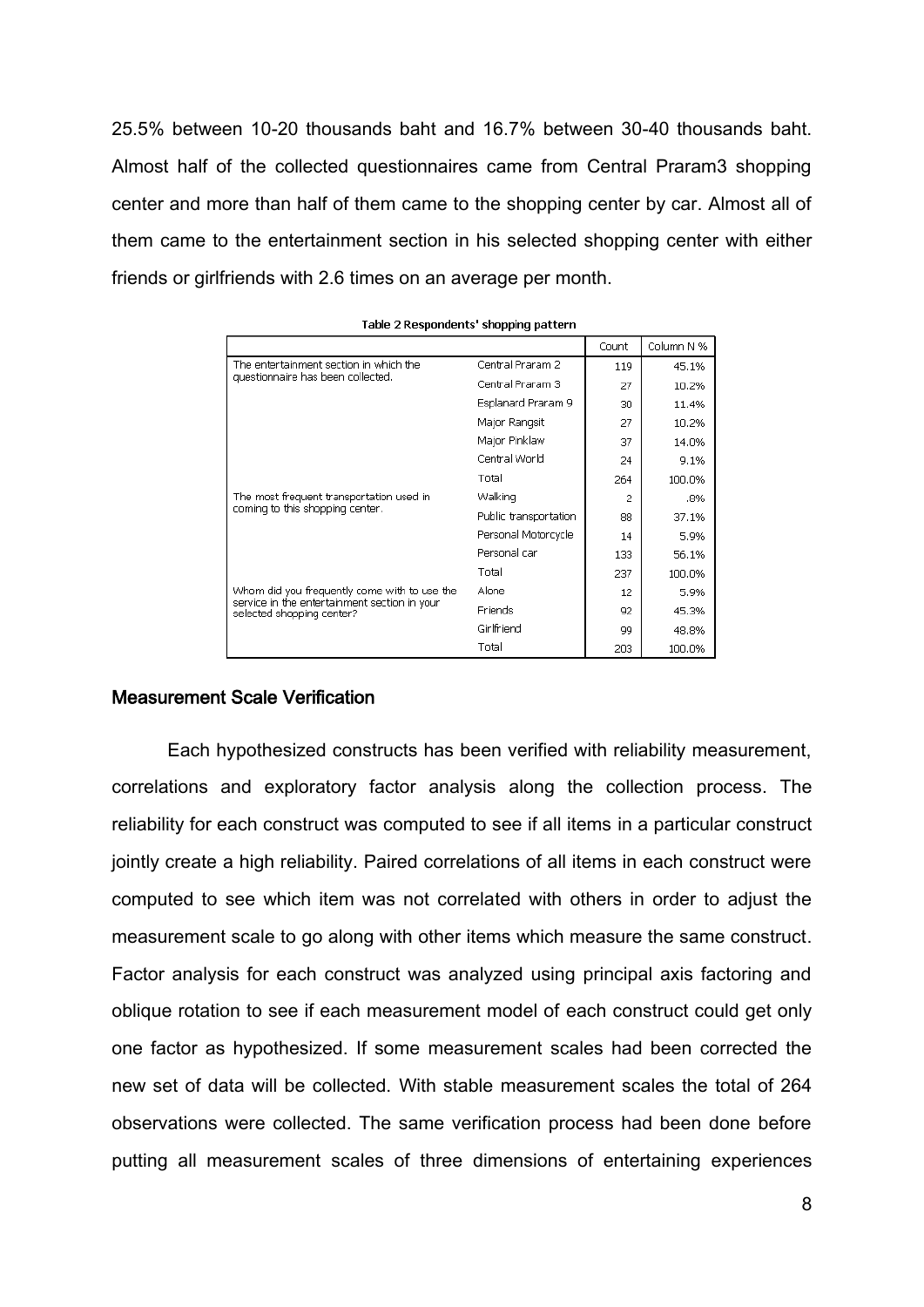25.5% between 10-20 thousands baht and 16.7% between 30-40 thousands baht. Almost half of the collected questionnaires came from Central Praram3 shopping center and more than half of them came to the shopping center by car. Almost all of them came to the entertainment section in his selected shopping center with either friends or girlfriends with 2.6 times on an average per month.

Table 2 Respondents' shopping pattern

| | | Count | Column N % |
|---|---|---|---|
| The entertainment section in which the questionnaire has been collected. | Central Praram 2 | 119 | 45.1% |
| | Central Praram 3 | 27 | 10.2% |
| | Esplanard Praram 9 | 30 | 11.4% |
| | Major Rangsit | 27 | 10.2% |
| | Major Pinklaw | 37 | 14.0% |
| | Central World | 24 | 9.1% |
| | Total | 264 | 100.0% |
| The most frequent transportation used in coming to this shopping center. | Walking | 2 | .8% |
| | Public transportation | 88 | 37.1% |
| | Personal Motorcycle | 14 | 5.9% |
| | Personal car | 133 | 56.1% |
| | Total | 237 | 100.0% |
| Whom did you frequently come with to use the service in the entertainment section in your selected shopping center? | Alone | 12 | 5.9% |
| | Friends | 92 | 45.3% |
| | Girlfriend | 99 | 48.8% |
| | Total | 203 | 100.0% |

## Measurement Scale Verification

Each hypothesized constructs has been verified with reliability measurement, correlations and exploratory factor analysis along the collection process. The reliability for each construct was computed to see if all items in a particular construct jointly create a high reliability. Paired correlations of all items in each construct were computed to see which item was not correlated with others in order to adjust the measurement scale to go along with other items which measure the same construct. Factor analysis for each construct was analyzed using principal axis factoring and oblique rotation to see if each measurement model of each construct could get only one factor as hypothesized. If some measurement scales had been corrected the new set of data will be collected. With stable measurement scales the total of 264 observations were collected. The same verification process had been done before putting all measurement scales of three dimensions of entertaining experiences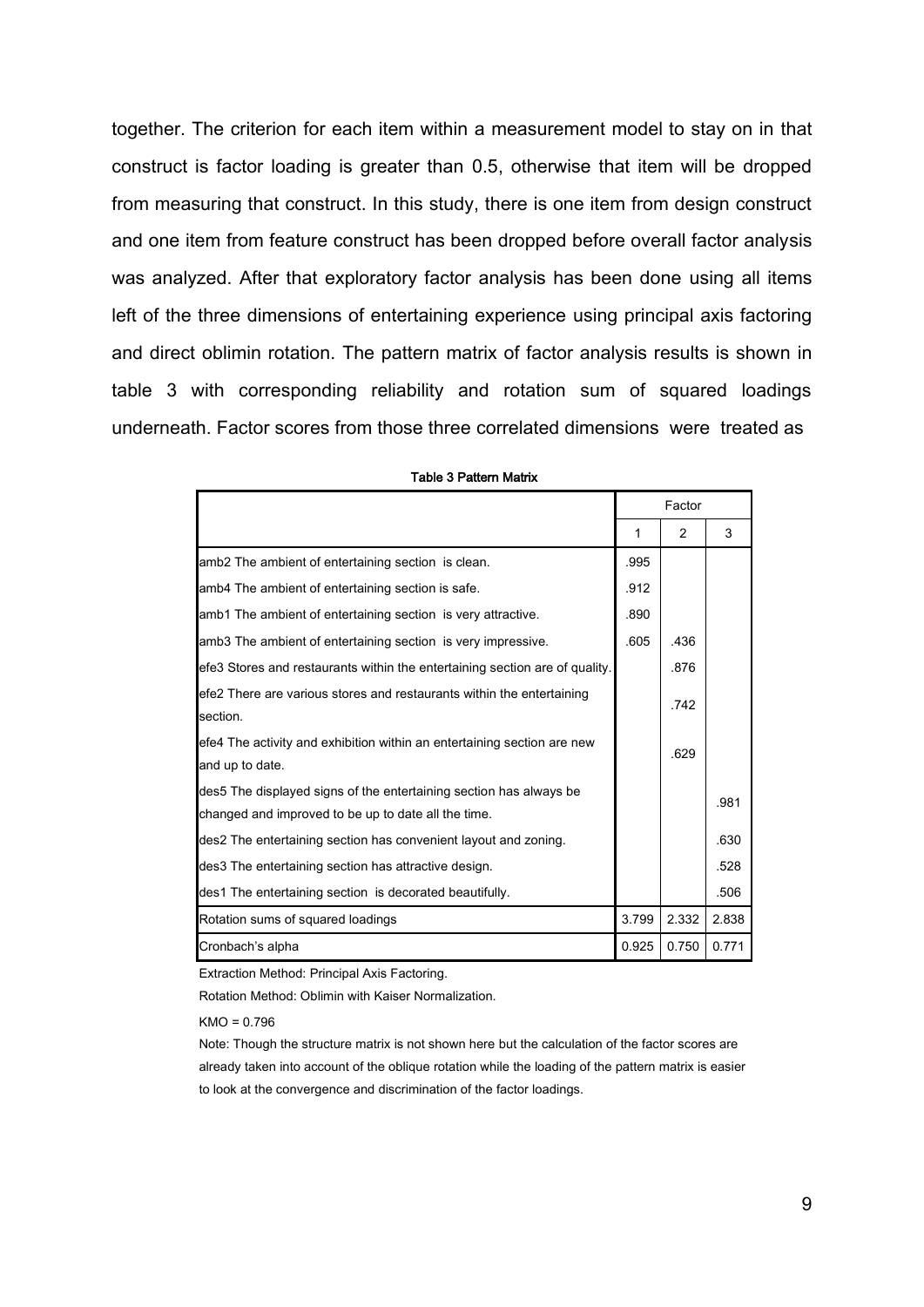together. The criterion for each item within a measurement model to stay on in that construct is factor loading is greater than 0.5, otherwise that item will be dropped from measuring that construct. In this study, there is one item from design construct and one item from feature construct has been dropped before overall factor analysis was analyzed. After that exploratory factor analysis has been done using all items left of the three dimensions of entertaining experience using principal axis factoring and direct oblimin rotation. The pattern matrix of factor analysis results is shown in table 3 with corresponding reliability and rotation sum of squared loadings underneath. Factor scores from those three correlated dimensions were treated as

**Table 3 Pattern Matrix**

| | Factor | | |
|---|---|---|---|
| | 1 | 2 | 3 |
| amb2 The ambient of entertaining section is clean. | .995 | | |
| amb4 The ambient of entertaining section is safe. | .912 | | |
| amb1 The ambient of entertaining section is very attractive. | .890 | | |
| amb3 The ambient of entertaining section is very impressive. | .605 | .436 | |
| efe3 Stores and restaurants within the entertaining section are of quality. | | .876 | |
| efe2 There are various stores and restaurants within the entertaining section. | | .742 | |
| efe4 The activity and exhibition within an entertaining section are new and up to date. | | .629 | |
| des5 The displayed signs of the entertaining section has always be changed and improved to be up to date all the time. | | | .981 |
| des2 The entertaining section has convenient layout and zoning. | | | .630 |
| des3 The entertaining section has attractive design. | | | .528 |
| des1 The entertaining section is decorated beautifully. | | | .506 |
| Rotation sums of squared loadings | 3.799 | 2.332 | 2.838 |
| Cronbach's alpha | 0.925 | 0.750 | 0.771 |

Extraction Method: Principal Axis Factoring.

Rotation Method: Oblimin with Kaiser Normalization.

KMO = 0.796

Note: Though the structure matrix is not shown here but the calculation of the factor scores are already taken into account of the oblique rotation while the loading of the pattern matrix is easier to look at the convergence and discrimination of the factor loadings.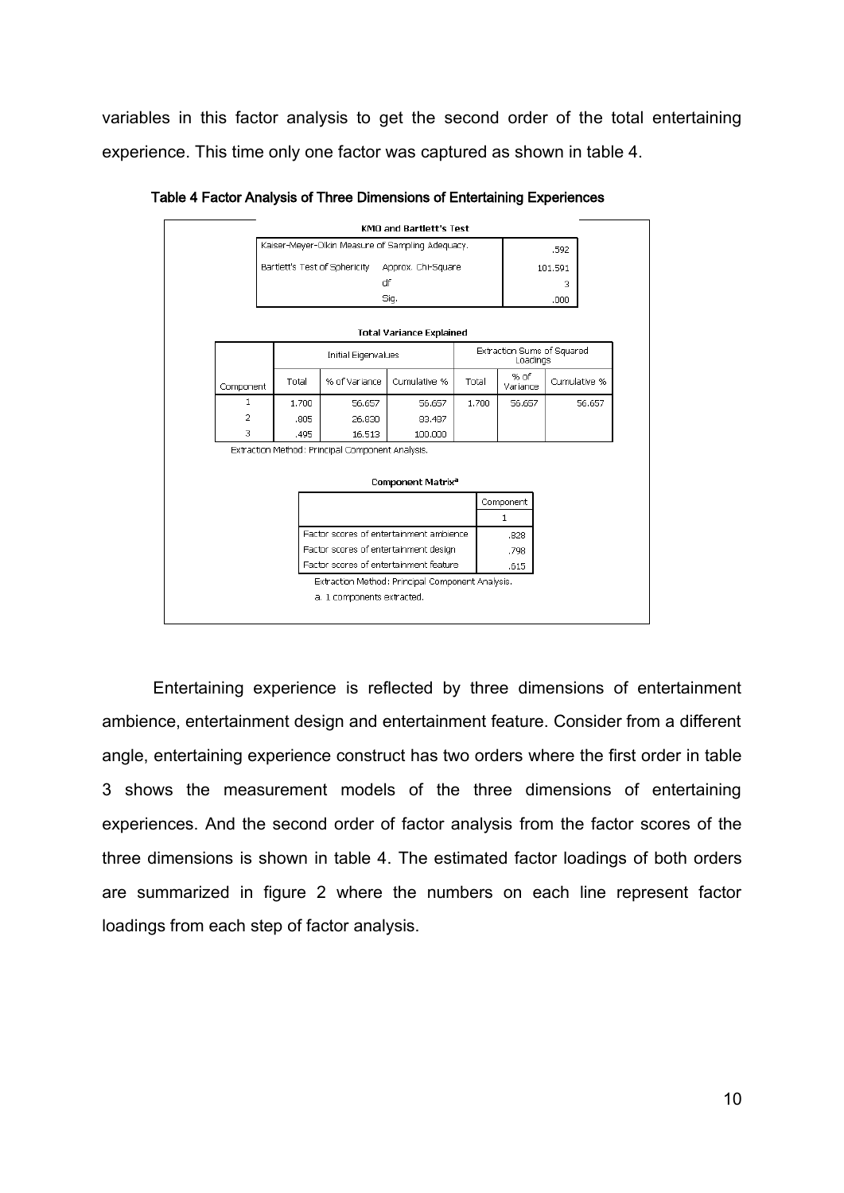variables in this factor analysis to get the second order of the total entertaining experience. This time only one factor was captured as shown in table 4.

**Table 4 Factor Analysis of Three Dimensions of Entertaining Experiences**

**KMO and Bartlett's Test**

| | | |
|---|---|---|
| Kaiser-Meyer-Olkin Measure of Sampling Adequacy. | | .592 |
| Bartlett's Test of Sphericity | Approx. Chi-Square | 101.591 |
| | df | 3 |
| | Sig. | .000 |

**Total Variance Explained**

| Component | Initial Eigenvalues | | | Extraction Sums of Squared Loadings | | |
|---|---|---|---|---|---|---|
| | Total | % of Variance | Cumulative % | Total | % of Variance | Cumulative % |
| 1 | 1.700 | 56.657 | 56.657 | 1.700 | 56.657 | 56.657 |
| 2 | .805 | 26.830 | 83.487 | | | |
| 3 | .495 | 16.513 | 100.000 | | | |

Extraction Method: Principal Component Analysis.

**Component Matrix[a]**

| | Component |
|---|---|
| | 1 |
| Factor scores of entertainment ambience | .828 |
| Factor scores of entertainment design | .798 |
| Factor scores of entertainment feature | .615 |

Extraction Method: Principal Component Analysis.

a. 1 components extracted.

Entertaining experience is reflected by three dimensions of entertainment ambience, entertainment design and entertainment feature. Consider from a different angle, entertaining experience construct has two orders where the first order in table 3 shows the measurement models of the three dimensions of entertaining experiences. And the second order of factor analysis from the factor scores of the three dimensions is shown in table 4. The estimated factor loadings of both orders are summarized in figure 2 where the numbers on each line represent factor loadings from each step of factor analysis.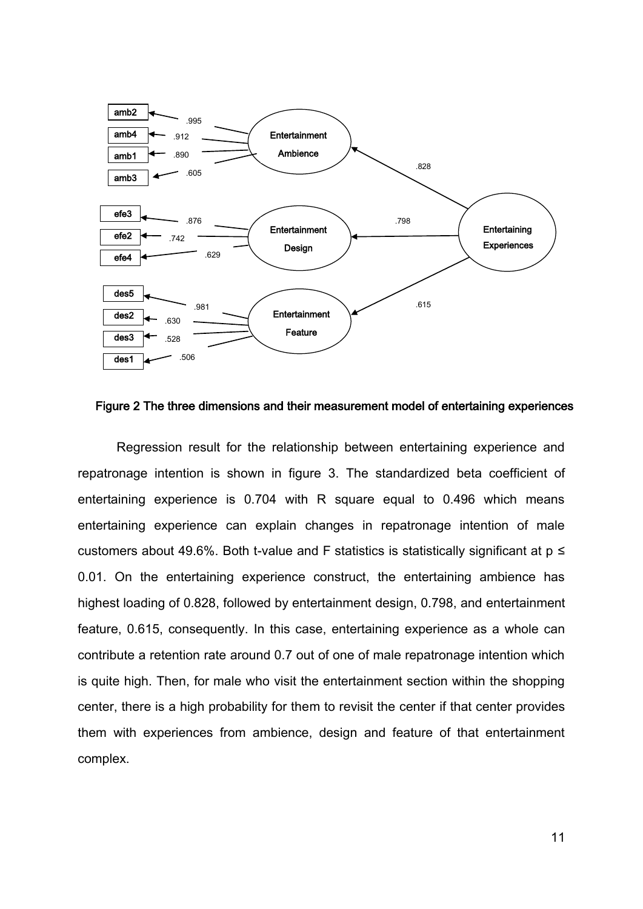Figure 2 The three dimensions and their measurement model of entertaining experiences

Regression result for the relationship between entertaining experience and repatronage intention is shown in figure 3. The standardized beta coefficient of entertaining experience is 0.704 with R square equal to 0.496 which means entertaining experience can explain changes in repatronage intention of male customers about 49.6%. Both t-value and F statistics is statistically significant at $p \leq 0.01$. On the entertaining experience construct, the entertaining ambience has highest loading of 0.828, followed by entertainment design, 0.798, and entertainment feature, 0.615, consequently. In this case, entertaining experience as a whole can contribute a retention rate around 0.7 out of one of male repatronage intention which is quite high. Then, for male who visit the entertainment section within the shopping center, there is a high probability for them to revisit the center if that center provides them with experiences from ambience, design and feature of that entertainment complex.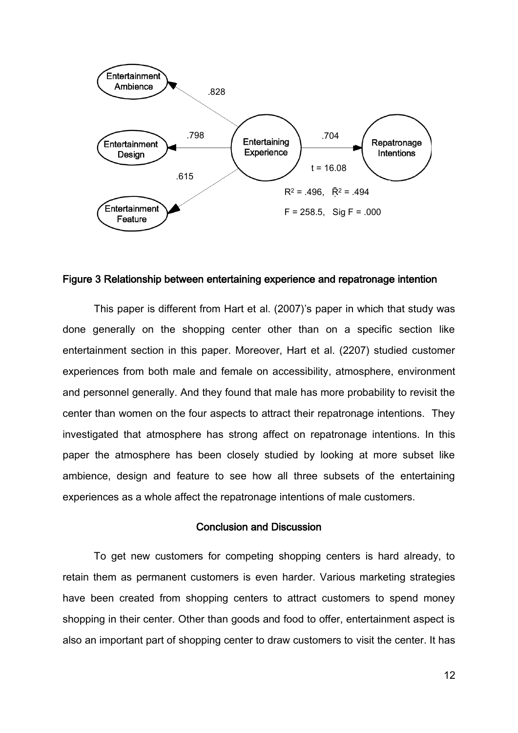**Figure 3 Relationship between entertaining experience and repatronage intention**

This paper is different from Hart et al. (2007)'s paper in which that study was done generally on the shopping center other than on a specific section like entertainment section in this paper. Moreover, Hart et al. (2207) studied customer experiences from both male and female on accessibility, atmosphere, environment and personnel generally. And they found that male has more probability to revisit the center than women on the four aspects to attract their repatronage intentions. They investigated that atmosphere has strong affect on repatronage intentions. In this paper the atmosphere has been closely studied by looking at more subset like ambience, design and feature to see how all three subsets of the entertaining experiences as a whole affect the repatronage intentions of male customers.

## Conclusion and Discussion

To get new customers for competing shopping centers is hard already, to retain them as permanent customers is even harder. Various marketing strategies have been created from shopping centers to attract customers to spend money shopping in their center. Other than goods and food to offer, entertainment aspect is also an important part of shopping center to draw customers to visit the center. It has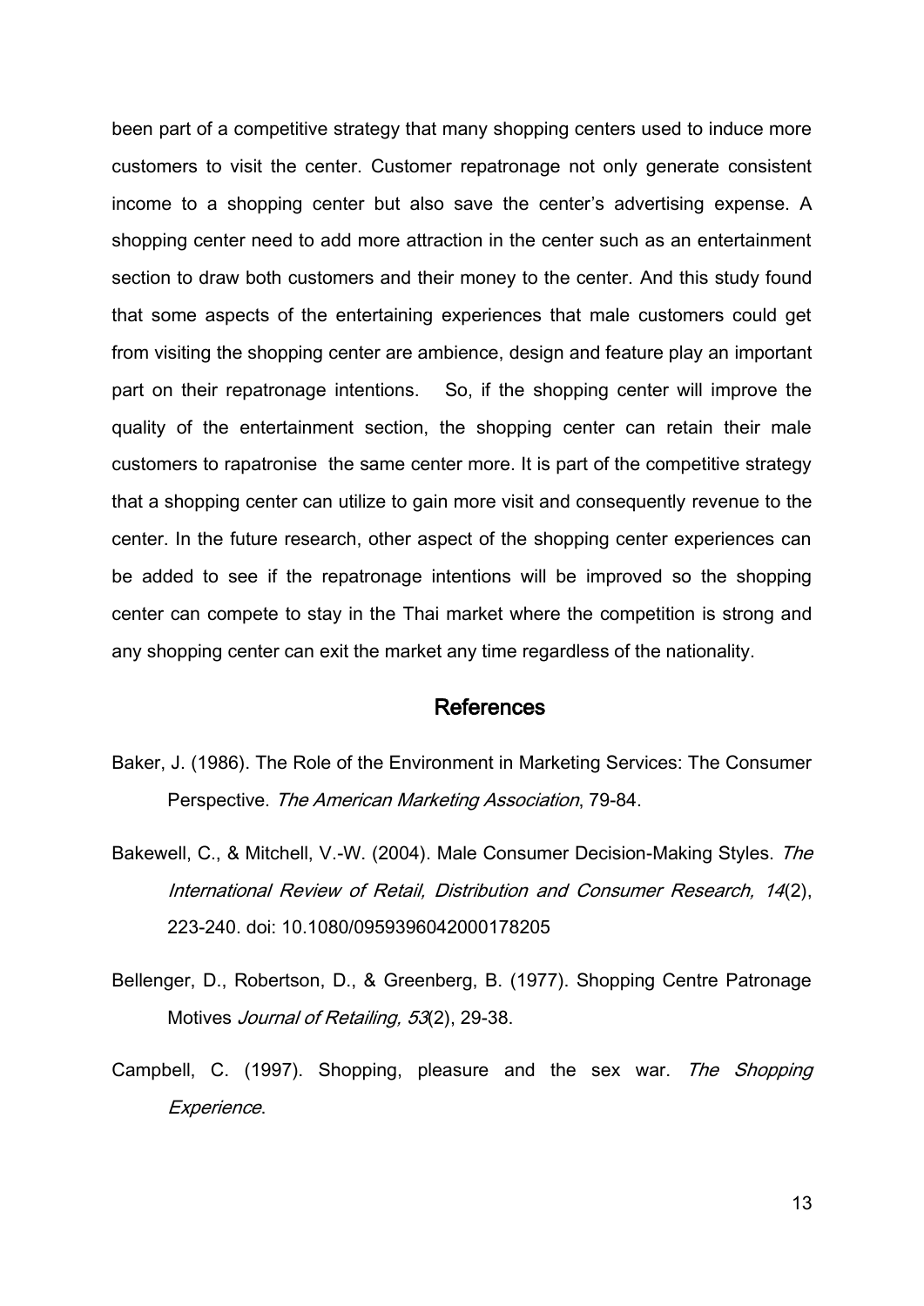been part of a competitive strategy that many shopping centers used to induce more customers to visit the center. Customer repatronage not only generate consistent income to a shopping center but also save the center's advertising expense. A shopping center need to add more attraction in the center such as an entertainment section to draw both customers and their money to the center. And this study found that some aspects of the entertaining experiences that male customers could get from visiting the shopping center are ambience, design and feature play an important part on their repatronage intentions. So, if the shopping center will improve the quality of the entertainment section, the shopping center can retain their male customers to rapatronise the same center more. It is part of the competitive strategy that a shopping center can utilize to gain more visit and consequently revenue to the center. In the future research, other aspect of the shopping center experiences can be added to see if the repatronage intentions will be improved so the shopping center can compete to stay in the Thai market where the competition is strong and any shopping center can exit the market any time regardless of the nationality.

## References

Baker, J. (1986). The Role of the Environment in Marketing Services: The Consumer Perspective. *The American Marketing Association*, 79-84.

Bakewell, C., & Mitchell, V.-W. (2004). Male Consumer Decision-Making Styles. *The International Review of Retail, Distribution and Consumer Research, 14*(2), 223-240. doi: 10.1080/0959396042000178205

Bellenger, D., Robertson, D., & Greenberg, B. (1977). Shopping Centre Patronage Motives *Journal of Retailing, 53*(2), 29-38.

Campbell, C. (1997). Shopping, pleasure and the sex war. *The Shopping Experience*.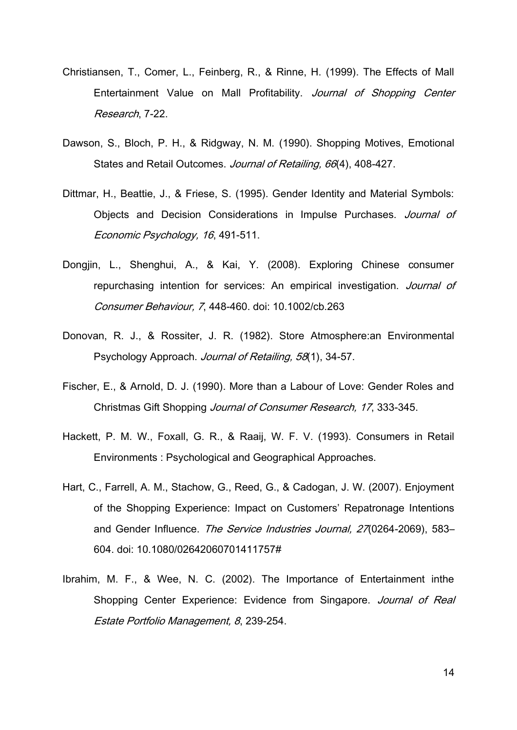Christiansen, T., Comer, L., Feinberg, R., & Rinne, H. (1999). The Effects of Mall Entertainment Value on Mall Profitability. *Journal of Shopping Center Research*, 7-22.

Dawson, S., Bloch, P. H., & Ridgway, N. M. (1990). Shopping Motives, Emotional States and Retail Outcomes. *Journal of Retailing, 66*(4), 408-427.

Dittmar, H., Beattie, J., & Friese, S. (1995). Gender Identity and Material Symbols: Objects and Decision Considerations in Impulse Purchases. *Journal of Economic Psychology, 16*, 491-511.

Dongjin, L., Shenghui, A., & Kai, Y. (2008). Exploring Chinese consumer repurchasing intention for services: An empirical investigation. *Journal of Consumer Behaviour, 7*, 448-460. doi: 10.1002/cb.263

Donovan, R. J., & Rossiter, J. R. (1982). Store Atmosphere:an Environmental Psychology Approach. *Journal of Retailing, 58*(1), 34-57.

Fischer, E., & Arnold, D. J. (1990). More than a Labour of Love: Gender Roles and Christmas Gift Shopping *Journal of Consumer Research, 17*, 333-345.

Hackett, P. M. W., Foxall, G. R., & Raaij, W. F. V. (1993). Consumers in Retail Environments : Psychological and Geographical Approaches.

Hart, C., Farrell, A. M., Stachow, G., Reed, G., & Cadogan, J. W. (2007). Enjoyment of the Shopping Experience: Impact on Customers' Repatronage Intentions and Gender Influence. *The Service Industries Journal, 27*(0264-2069), 583–604. doi: 10.1080/02642060701411757#

Ibrahim, M. F., & Wee, N. C. (2002). The Importance of Entertainment inthe Shopping Center Experience: Evidence from Singapore. *Journal of Real Estate Portfolio Management, 8*, 239-254.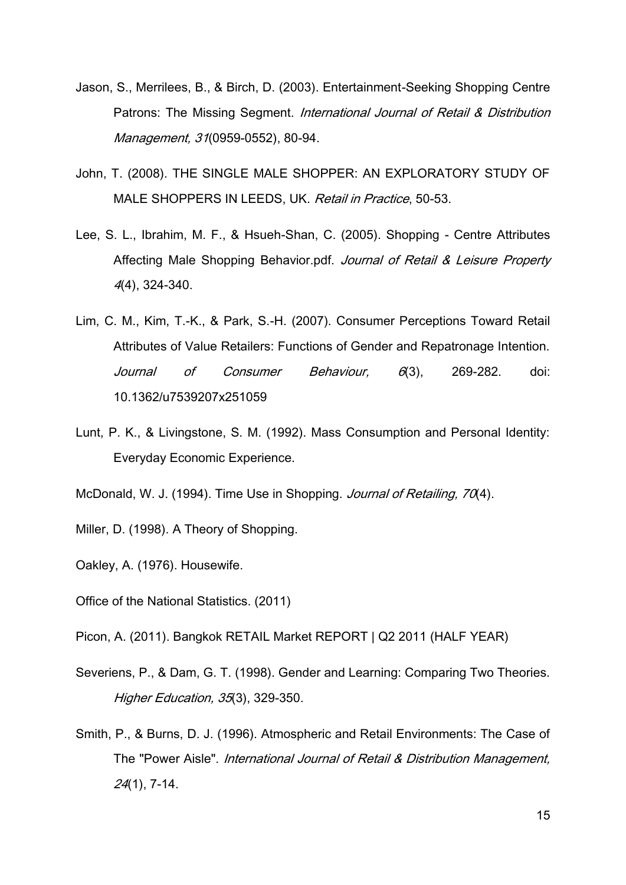Jason, S., Merrilees, B., & Birch, D. (2003). Entertainment-Seeking Shopping Centre Patrons: The Missing Segment. *International Journal of Retail & Distribution Management, 31*(0959-0552), 80-94.

John, T. (2008). THE SINGLE MALE SHOPPER: AN EXPLORATORY STUDY OF MALE SHOPPERS IN LEEDS, UK. *Retail in Practice*, 50-53.

Lee, S. L., Ibrahim, M. F., & Hsueh-Shan, C. (2005). Shopping - Centre Attributes Affecting Male Shopping Behavior.pdf. *Journal of Retail & Leisure Property 4*(4), 324-340.

Lim, C. M., Kim, T.-K., & Park, S.-H. (2007). Consumer Perceptions Toward Retail Attributes of Value Retailers: Functions of Gender and Repatronage Intention. *Journal of Consumer Behaviour, 6*(3), 269-282. doi: 10.1362/u7539207x251059

Lunt, P. K., & Livingstone, S. M. (1992). Mass Consumption and Personal Identity: Everyday Economic Experience.

McDonald, W. J. (1994). Time Use in Shopping. *Journal of Retailing, 70*(4).

Miller, D. (1998). A Theory of Shopping.

Oakley, A. (1976). Housewife.

Office of the National Statistics. (2011)

Picon, A. (2011). Bangkok RETAIL Market REPORT | Q2 2011 (HALF YEAR)

Severiens, P., & Dam, G. T. (1998). Gender and Learning: Comparing Two Theories. *Higher Education, 35*(3), 329-350.

Smith, P., & Burns, D. J. (1996). Atmospheric and Retail Environments: The Case of The "Power Aisle". *International Journal of Retail & Distribution Management, 24*(1), 7-14.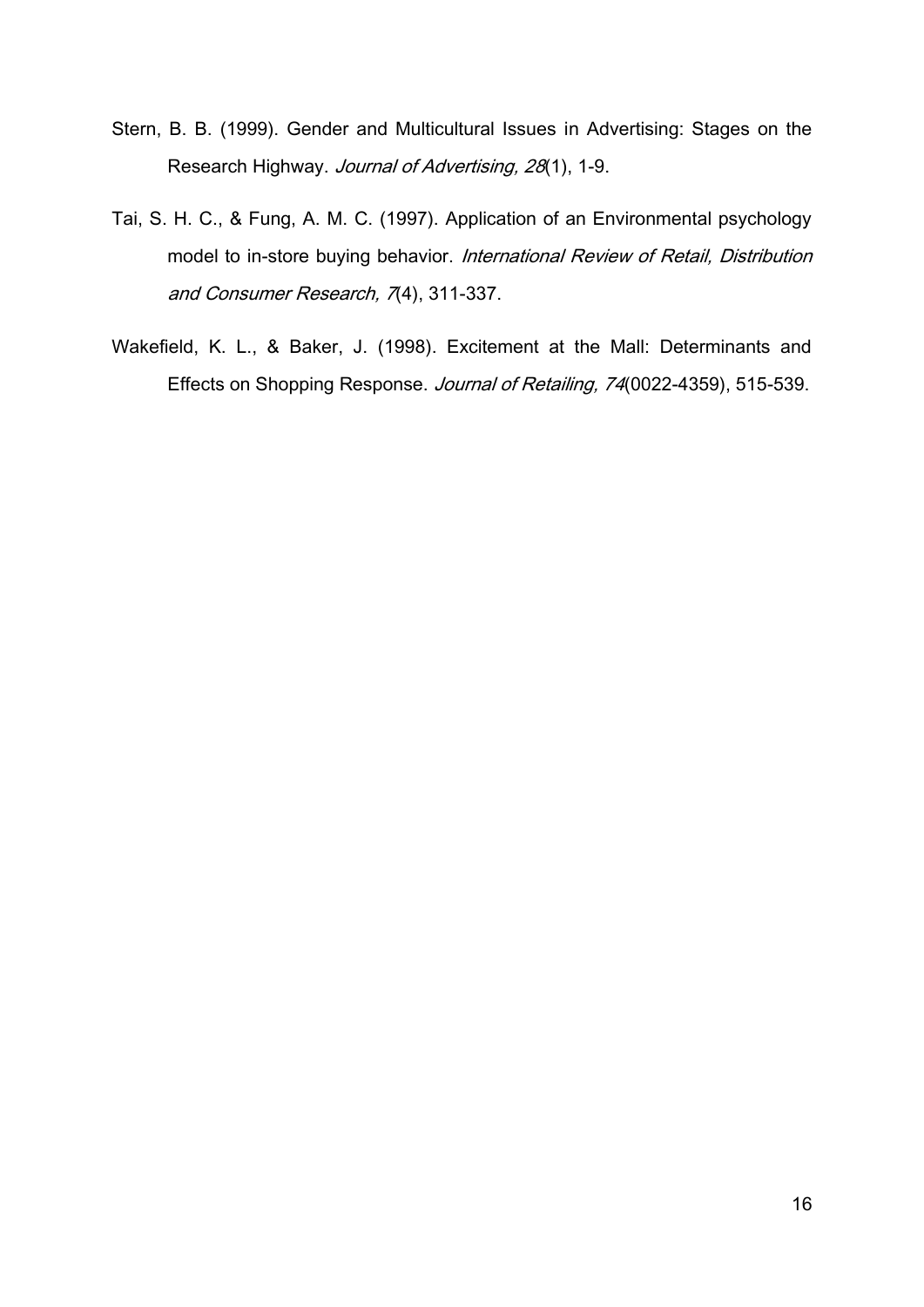Stern, B. B. (1999). Gender and Multicultural Issues in Advertising: Stages on the Research Highway. *Journal of Advertising, 28*(1), 1-9.

Tai, S. H. C., & Fung, A. M. C. (1997). Application of an Environmental psychology model to in-store buying behavior. *International Review of Retail, Distribution and Consumer Research, 7*(4), 311-337.

Wakefield, K. L., & Baker, J. (1998). Excitement at the Mall: Determinants and Effects on Shopping Response. *Journal of Retailing, 74*(0022-4359), 515-539.